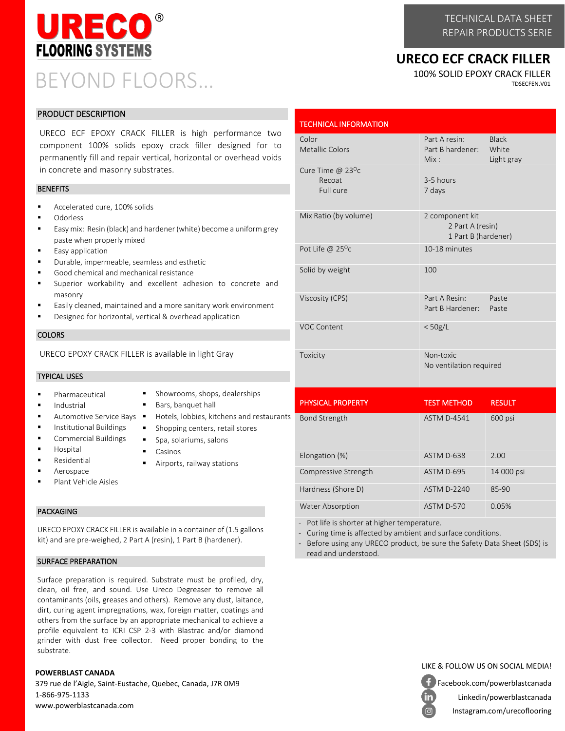# URECO® FLOORING SYSTEMS

BEYOND FLOORS...

TECHNICAL DATA SHEET
REPAIR PRODUCTS SERIE

## URECO ECF CRACK FILLER

100% SOLID EPOXY CRACK FILLER

TDSECFEN.V01

### PRODUCT DESCRIPTION

URECO ECF EPOXY CRACK FILLER is high performance two component 100% solids epoxy crack filler designed for to permanently fill and repair vertical, horizontal or overhead voids in concrete and masonry substrates.

### BENEFITS

- Accelerated cure, 100% solids
- Odorless
- Easy mix: Resin (black) and hardener (white) become a uniform grey paste when properly mixed
- Easy application
- Durable, impermeable, seamless and esthetic
- Good chemical and mechanical resistance
- Superior workability and excellent adhesion to concrete and masonry
- Easily cleaned, maintained and a more sanitary work environment
- Designed for horizontal, vertical & overhead application

### COLORS

URECO EPOXY CRACK FILLER is available in light Gray

### TYPICAL USES

- Pharmaceutical
- Industrial
- Automotive Service Bays
- Institutional Buildings
- Commercial Buildings
- Hospital
- Residential
- Aerospace
- Plant Vehicle Aisles
- Showrooms, shops, dealerships
- Bars, banquet hall
- Hotels, lobbies, kitchens and restaurants
- Shopping centers, retail stores
- Spa, solariums, salons
- Casinos
- Airports, railway stations

### PACKAGING

URECO EPOXY CRACK FILLER is available in a container of (1.5 gallons kit) and are pre-weighed, 2 Part A (resin), 1 Part B (hardener).

### SURFACE PREPARATION

Surface preparation is required. Substrate must be profiled, dry, clean, oil free, and sound. Use Ureco Degreaser to remove all contaminants (oils, greases and others). Remove any dust, laitance, dirt, curing agent impregnations, wax, foreign matter, coatings and others from the surface by an appropriate mechanical to achieve a profile equivalent to ICRI CSP 2-3 with Blastrac and/or diamond grinder with dust free collector. Need proper bonding to the substrate.

### TECHNICAL INFORMATION

| | |
|---|---|
| Color<br>Metallic Colors | Part A resin: Black<br>Part B hardener: White<br>Mix : Light gray |
| Cure Time @ 23$^{o}$c<br>Recoat<br>Full cure | <br>3-5 hours<br>7 days |
| Mix Ratio (by volume) | 2 component kit<br>2 Part A (resin)<br>1 Part B (hardener) |
| Pot Life @ 25$^{o}$c | 10-18 minutes |
| Solid by weight | 100 |
| Viscosity (CPS) | Part A Resin: Paste<br>Part B Hardener: Paste |
| VOC Content | < 50g/L |
| Toxicity | Non-toxic<br>No ventilation required |

| PHYSICAL PROPERTY | TEST METHOD | RESULT |
|---|---|---|
| Bond Strength | ASTM D-4541 | 600 psi |
| Elongation (%) | ASTM D-638 | 2.00 |
| Compressive Strength | ASTM D-695 | 14 000 psi |
| Hardness (Shore D) | ASTM D-2240 | 85-90 |
| Water Absorption | ASTM D-570 | 0.05% |

- Pot life is shorter at higher temperature.
- Curing time is affected by ambient and surface conditions.
- Before using any URECO product, be sure the Safety Data Sheet (SDS) is read and understood.

**POWERBLAST CANADA**
379 rue de l'Aigle, Saint-Eustache, Quebec, Canada, J7R 0M9
1-866-975-1133
www.powerblastcanada.com

LIKE & FOLLOW US ON SOCIAL MEDIA!

Facebook.com/powerblastcanada
Linkedin/powerblastcanada
Instagram.com/urecoflooring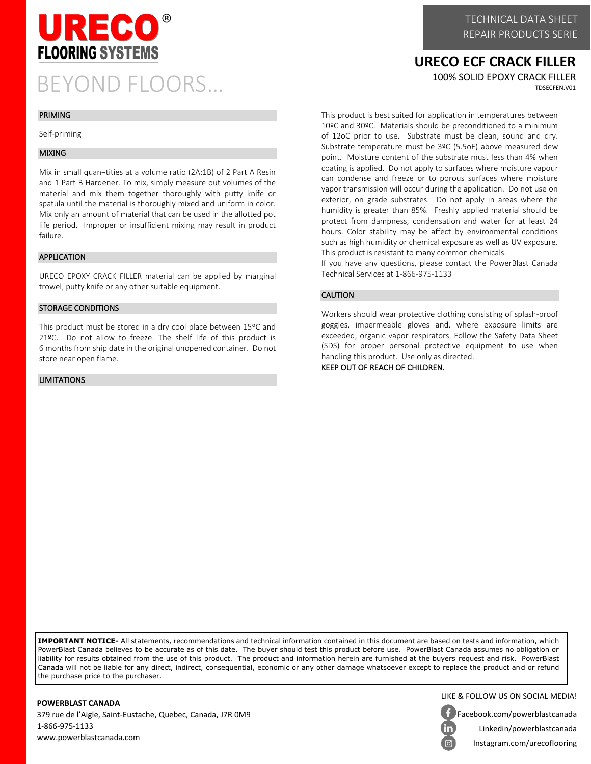# URECO FLOORING SYSTEMS

BEYOND FLOORS...

TECHNICAL DATA SHEET
REPAIR PRODUCTS SERIE

## URECO ECF CRACK FILLER

100% SOLID EPOXY CRACK FILLER

TDSECFEN.V01

### PRIMING

Self-priming

### MIXING

Mix in small quan¬tities at a volume ratio (2A:1B) of 2 Part A Resin and 1 Part B Hardener. To mix, simply measure out volumes of the material and mix them together thoroughly with putty knife or spatula until the material is thoroughly mixed and uniform in color. Mix only an amount of material that can be used in the allotted pot life period. Improper or insufficient mixing may result in product failure.

### APPLICATION

URECO EPOXY CRACK FILLER material can be applied by marginal trowel, putty knife or any other suitable equipment.

### STORAGE CONDITIONS

This product must be stored in a dry cool place between 15ºC and 21ºC. Do not allow to freeze. The shelf life of this product is 6 months from ship date in the original unopened container. Do not store near open flame.

### LIMITATIONS

This product is best suited for application in temperatures between 10ºC and 30ºC. Materials should be preconditioned to a minimum of 12oC prior to use. Substrate must be clean, sound and dry. Substrate temperature must be 3ºC (5.5oF) above measured dew point. Moisture content of the substrate must less than 4% when coating is applied. Do not apply to surfaces where moisture vapour can condense and freeze or to porous surfaces where moisture vapor transmission will occur during the application. Do not use on exterior, on grade substrates. Do not apply in areas where the humidity is greater than 85%. Freshly applied material should be protect from dampness, condensation and water for at least 24 hours. Color stability may be affect by environmental conditions such as high humidity or chemical exposure as well as UV exposure. This product is resistant to many common chemicals.

If you have any questions, please contact the PowerBlast Canada Technical Services at 1-866-975-1133

### CAUTION

Workers should wear protective clothing consisting of splash-proof goggles, impermeable gloves and, where exposure limits are exceeded, organic vapor respirators. Follow the Safety Data Sheet (SDS) for proper personal protective equipment to use when handling this product. Use only as directed.

KEEP OUT OF REACH OF CHILDREN.

**IMPORTANT NOTICE-** All statements, recommendations and technical information contained in this document are based on tests and information, which PowerBlast Canada believes to be accurate as of this date. The buyer should test this product before use. PowerBlast Canada assumes no obligation or liability for results obtained from the use of this product. The product and information herein are furnished at the buyers request and risk. PowerBlast Canada will not be liable for any direct, indirect, consequential, economic or any other damage whatsoever except to replace the product and or refund the purchase price to the purchaser.

**POWERBLAST CANADA**
379 rue de l'Aigle, Saint-Eustache, Quebec, Canada, J7R 0M9
1-866-975-1133
www.powerblastcanada.com

LIKE & FOLLOW US ON SOCIAL MEDIA!
Facebook.com/powerblastcanada
Linkedin/powerblastcanada
Instagram.com/urecoflooring